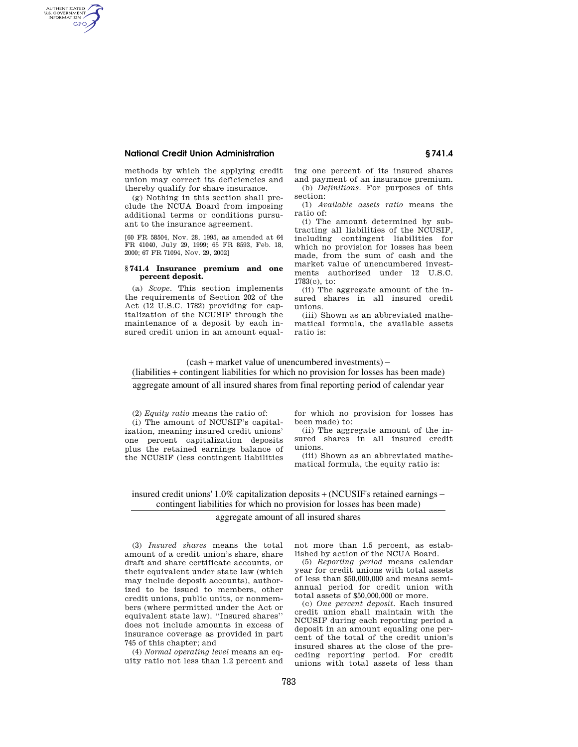methods by which the applying credit union may correct its deficiencies and thereby qualify for share insurance.

(g) Nothing in this section shall preclude the NCUA Board from imposing additional terms or conditions pursuant to the insurance agreement.

[60 FR 58504, Nov. 28, 1995, as amended at 64 FR 41040, July 29, 1999; 65 FR 8593, Feb. 18, 2000; 67 FR 71094, Nov. 29, 2002]

### § 741.4 Insurance premium and one percent deposit.

(a) *Scope.* This section implements the requirements of Section 202 of the Act (12 U.S.C. 1782) providing for capitalization of the NCUSIF through the maintenance of a deposit by each insured credit union in an amount equaling one percent of its insured shares and payment of an insurance premium.

(b) *Definitions.* For purposes of this section:

(1) *Available assets ratio* means the ratio of:

(i) The amount determined by subtracting all liabilities of the NCUSIF, including contingent liabilities for which no provision for losses has been made, from the sum of cash and the market value of unencumbered investments authorized under 12 U.S.C. 1783(c), to:

(ii) The aggregate amount of the insured shares in all insured credit unions.

(iii) Shown as an abbreviated mathematical formula, the available assets ratio is:

$$\frac{(\text{cash} + \text{market value of unencumbered investments}) - (\text{liabilities} + \text{contingent liabilities for which no provision for losses has been made})}{\text{aggregate amount of all insured shares from final reporting period of calendar year}}$$

(2) *Equity ratio* means the ratio of:

(i) The amount of NCUSIF's capitalization, meaning insured credit unions' one percent capitalization deposits plus the retained earnings balance of the NCUSIF (less contingent liabilities for which no provision for losses has been made) to:

(ii) The aggregate amount of the insured shares in all insured credit unions.

(iii) Shown as an abbreviated mathematical formula, the equity ratio is:

$$\frac{\text{insured credit unions' 1.0\% capitalization deposits} + (\text{NCUSIF's retained earnings} - \text{contingent liabilities for which no provision for losses has been made})}{\text{aggregate amount of all insured shares}}$$

(3) *Insured shares* means the total amount of a credit union's share, share draft and share certificate accounts, or their equivalent under state law (which may include deposit accounts), authorized to be issued to members, other credit unions, public units, or nonmembers (where permitted under the Act or equivalent state law). ''Insured shares'' does not include amounts in excess of insurance coverage as provided in part 745 of this chapter; and

(4) *Normal operating level* means an equity ratio not less than 1.2 percent and not more than 1.5 percent, as established by action of the NCUA Board.

(5) *Reporting period* means calendar year for credit unions with total assets of less than $50,000,000 and means semiannual period for credit union with total assets of $50,000,000 or more.

(c) *One percent deposit.* Each insured credit union shall maintain with the NCUSIF during each reporting period a deposit in an amount equaling one percent of the total of the credit union's insured shares at the close of the preceding reporting period. For credit unions with total assets of less than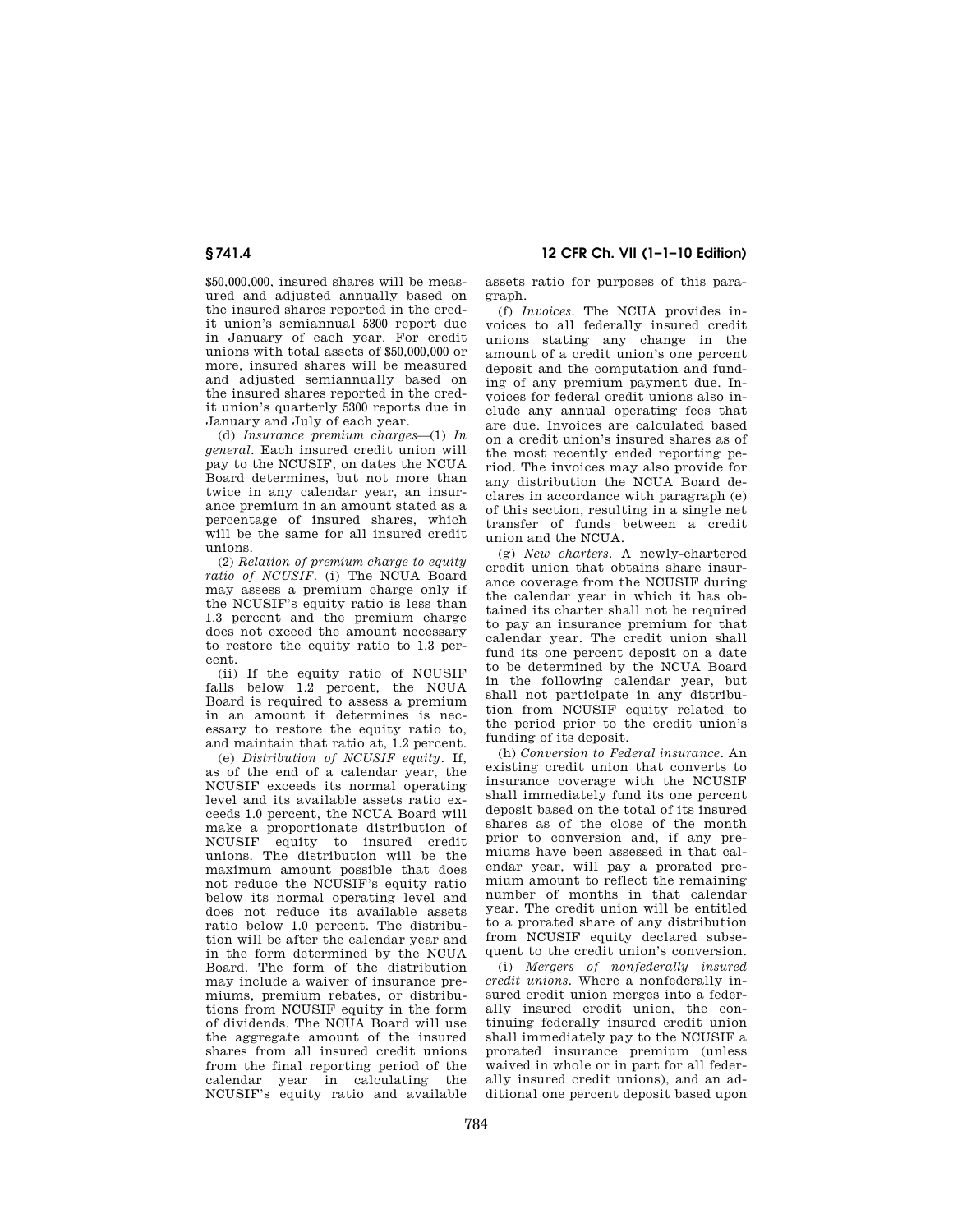$50,000,000, insured shares will be measured and adjusted annually based on the insured shares reported in the credit union's semiannual 5300 report due in January of each year. For credit unions with total assets of $50,000,000 or more, insured shares will be measured and adjusted semiannually based on the insured shares reported in the credit union's quarterly 5300 reports due in January and July of each year.

(d) *Insurance premium charges*—(1) *In general.* Each insured credit union will pay to the NCUSIF, on dates the NCUA Board determines, but not more than twice in any calendar year, an insurance premium in an amount stated as a percentage of insured shares, which will be the same for all insured credit unions.

(2) *Relation of premium charge to equity ratio of NCUSIF.* (i) The NCUA Board may assess a premium charge only if the NCUSIF's equity ratio is less than 1.3 percent and the premium charge does not exceed the amount necessary to restore the equity ratio to 1.3 percent.

(ii) If the equity ratio of NCUSIF falls below 1.2 percent, the NCUA Board is required to assess a premium in an amount it determines is necessary to restore the equity ratio to, and maintain that ratio at, 1.2 percent.

(e) *Distribution of NCUSIF equity.* If, as of the end of a calendar year, the NCUSIF exceeds its normal operating level and its available assets ratio exceeds 1.0 percent, the NCUA Board will make a proportionate distribution of NCUSIF equity to insured credit unions. The distribution will be the maximum amount possible that does not reduce the NCUSIF's equity ratio below its normal operating level and does not reduce its available assets ratio below 1.0 percent. The distribution will be after the calendar year and in the form determined by the NCUA Board. The form of the distribution may include a waiver of insurance premiums, premium rebates, or distributions from NCUSIF equity in the form of dividends. The NCUA Board will use the aggregate amount of the insured shares from all insured credit unions from the final reporting period of the calendar year in calculating the NCUSIF's equity ratio and available assets ratio for purposes of this paragraph.

(f) *Invoices.* The NCUA provides invoices to all federally insured credit unions stating any change in the amount of a credit union's one percent deposit and the computation and funding of any premium payment due. Invoices for federal credit unions also include any annual operating fees that are due. Invoices are calculated based on a credit union's insured shares as of the most recently ended reporting period. The invoices may also provide for any distribution the NCUA Board declares in accordance with paragraph (e) of this section, resulting in a single net transfer of funds between a credit union and the NCUA.

(g) *New charters.* A newly-chartered credit union that obtains share insurance coverage from the NCUSIF during the calendar year in which it has obtained its charter shall not be required to pay an insurance premium for that calendar year. The credit union shall fund its one percent deposit on a date to be determined by the NCUA Board in the following calendar year, but shall not participate in any distribution from NCUSIF equity related to the period prior to the credit union's funding of its deposit.

(h) *Conversion to Federal insurance.* An existing credit union that converts to insurance coverage with the NCUSIF shall immediately fund its one percent deposit based on the total of its insured shares as of the close of the month prior to conversion and, if any premiums have been assessed in that calendar year, will pay a prorated premium amount to reflect the remaining number of months in that calendar year. The credit union will be entitled to a prorated share of any distribution from NCUSIF equity declared subsequent to the credit union's conversion.

(i) *Mergers of nonfederally insured credit unions.* Where a nonfederally insured credit union merges into a federally insured credit union, the continuing federally insured credit union shall immediately pay to the NCUSIF a prorated insurance premium (unless waived in whole or in part for all federally insured credit unions), and an additional one percent deposit based upon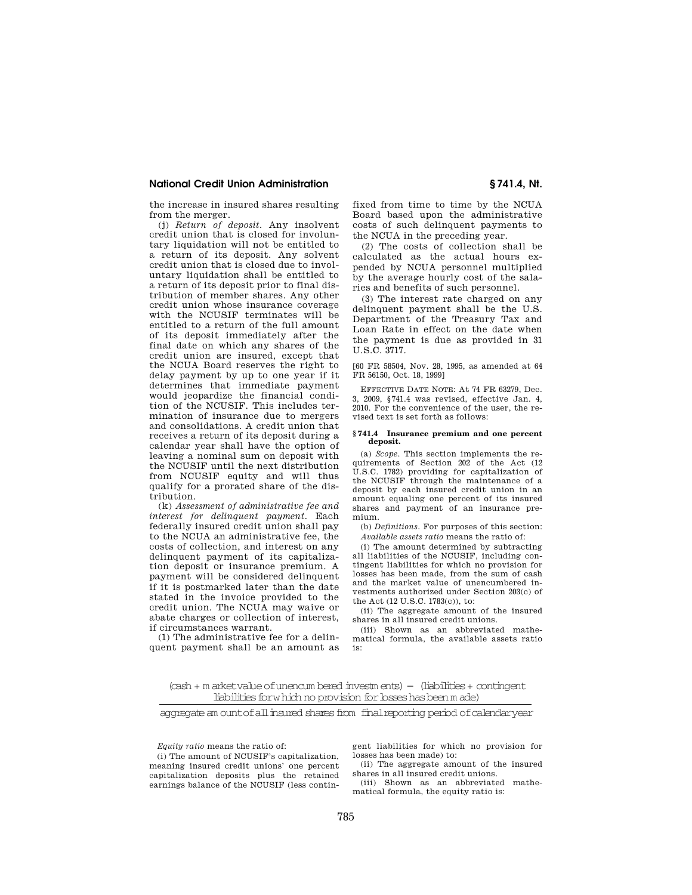the increase in insured shares resulting from the merger.

(j) *Return of deposit.* Any insolvent credit union that is closed for involuntary liquidation will not be entitled to a return of its deposit. Any solvent credit union that is closed due to involuntary liquidation shall be entitled to a return of its deposit prior to final distribution of member shares. Any other credit union whose insurance coverage with the NCUSIF terminates will be entitled to a return of the full amount of its deposit immediately after the final date on which any shares of the credit union are insured, except that the NCUA Board reserves the right to delay payment by up to one year if it determines that immediate payment would jeopardize the financial condition of the NCUSIF. This includes termination of insurance due to mergers and consolidations. A credit union that receives a return of its deposit during a calendar year shall have the option of leaving a nominal sum on deposit with the NCUSIF until the next distribution from NCUSIF equity and will thus qualify for a prorated share of the distribution.

(k) *Assessment of administrative fee and interest for delinquent payment.* Each federally insured credit union shall pay to the NCUA an administrative fee, the costs of collection, and interest on any delinquent payment of its capitalization deposit or insurance premium. A payment will be considered delinquent if it is postmarked later than the date stated in the invoice provided to the credit union. The NCUA may waive or abate charges or collection of interest, if circumstances warrant.

(1) The administrative fee for a delinquent payment shall be an amount as fixed from time to time by the NCUA Board based upon the administrative costs of such delinquent payments to the NCUA in the preceding year.

(2) The costs of collection shall be calculated as the actual hours expended by NCUA personnel multiplied by the average hourly cost of the salaries and benefits of such personnel.

(3) The interest rate charged on any delinquent payment shall be the U.S. Department of the Treasury Tax and Loan Rate in effect on the date when the payment is due as provided in 31 U.S.C. 3717.

[60 FR 58504, Nov. 28, 1995, as amended at 64 FR 56150, Oct. 18, 1999]

EFFECTIVE DATE NOTE: At 74 FR 63279, Dec. 3, 2009, §741.4 was revised, effective Jan. 4, 2010. For the convenience of the user, the revised text is set forth as follows:

**§ 741.4 Insurance premium and one percent deposit.**

(a) *Scope.* This section implements the requirements of Section 202 of the Act (12 U.S.C. 1782) providing for capitalization of the NCUSIF through the maintenance of a deposit by each insured credit union in an amount equaling one percent of its insured shares and payment of an insurance premium.

(b) *Definitions.* For purposes of this section:

*Available assets ratio* means the ratio of:

(i) The amount determined by subtracting all liabilities of the NCUSIF, including contingent liabilities for which no provision for losses has been made, from the sum of cash and the market value of unencumbered investments authorized under Section 203(c) of the Act (12 U.S.C. 1783(c)), to:

(ii) The aggregate amount of the insured shares in all insured credit unions.

(iii) Shown as an abbreviated mathematical formula, the available assets ratio is:

$$\frac{(\text{cash} + \text{market value of unencumbered investments}) - (\text{liabilities} + \text{contingent liabilities for which no provision for losses has been made})}{\text{aggregate amount of all insured shares from final reporting period of calendar year}}$$

*Equity ratio* means the ratio of:

(i) The amount of NCUSIF's capitalization, meaning insured credit unions' one percent capitalization deposits plus the retained earnings balance of the NCUSIF (less contingent liabilities for which no provision for losses has been made) to:

(ii) The aggregate amount of the insured shares in all insured credit unions.

(iii) Shown as an abbreviated mathematical formula, the equity ratio is: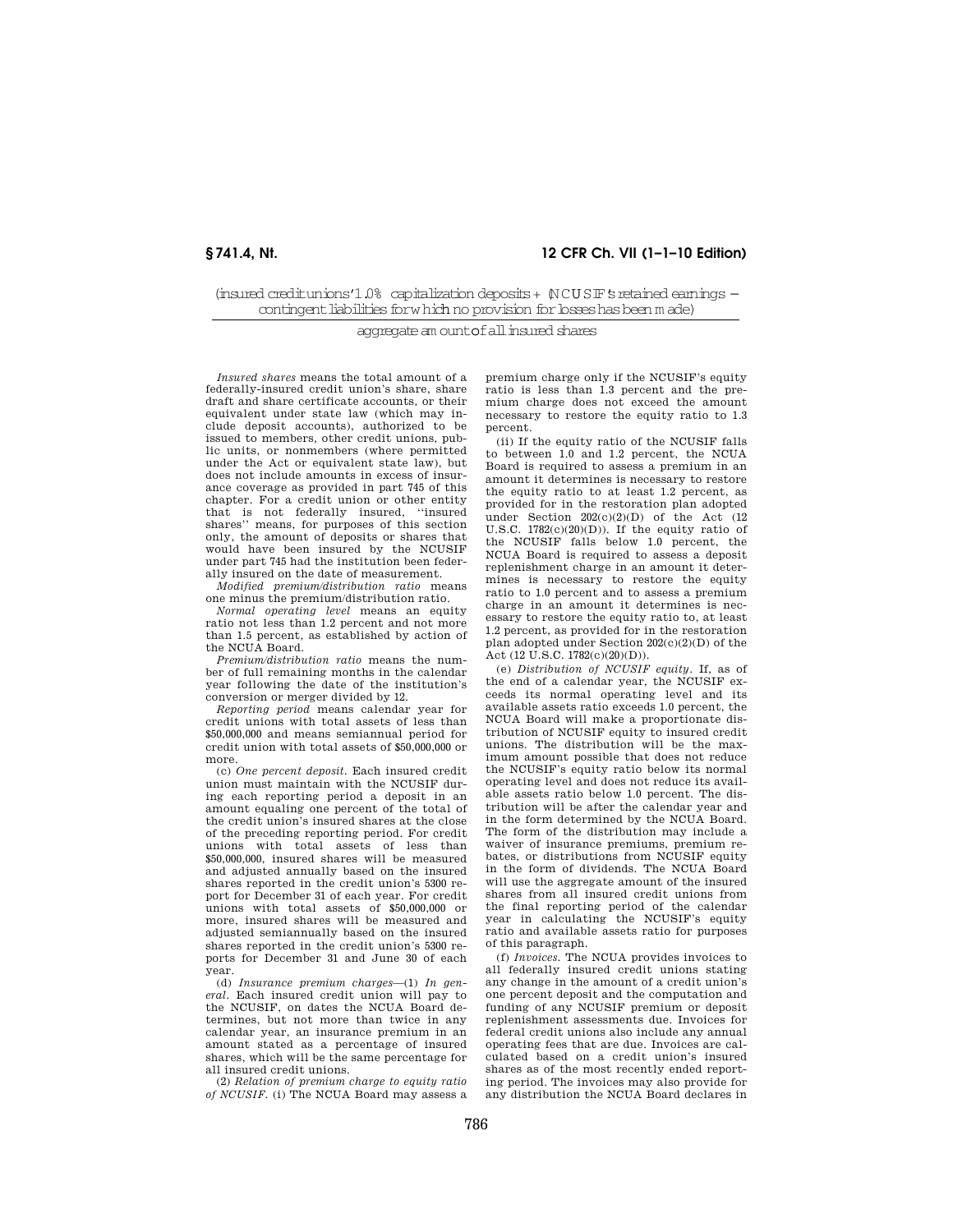$$\frac{\text{(insured credit unions' 1.0\% capitalization deposits + (NCUSIF's retained earnings} - \text{contingent liabilities for which no provision for losses has been made)}}{\text{aggregate amount of all insured shares}}$$

*Insured shares* means the total amount of a federally-insured credit union's share, share draft and share certificate accounts, or their equivalent under state law (which may include deposit accounts), authorized to be issued to members, other credit unions, public units, or nonmembers (where permitted under the Act or equivalent state law), but does not include amounts in excess of insurance coverage as provided in part 745 of this chapter. For a credit union or other entity that is not federally insured, ''insured shares'' means, for purposes of this section only, the amount of deposits or shares that would have been insured by the NCUSIF under part 745 had the institution been federally insured on the date of measurement.

*Modified premium/distribution ratio* means one minus the premium/distribution ratio.

*Normal operating level* means an equity ratio not less than 1.2 percent and not more than 1.5 percent, as established by action of the NCUA Board.

*Premium/distribution ratio* means the number of full remaining months in the calendar year following the date of the institution's conversion or merger divided by 12.

*Reporting period* means calendar year for credit unions with total assets of less than $50,000,000 and means semiannual period for credit union with total assets of $50,000,000 or more.

(c) *One percent deposit.* Each insured credit union must maintain with the NCUSIF during each reporting period a deposit in an amount equaling one percent of the total of the credit union's insured shares at the close of the preceding reporting period. For credit unions with total assets of less than $50,000,000, insured shares will be measured and adjusted annually based on the insured shares reported in the credit union's 5300 report for December 31 of each year. For credit unions with total assets of $50,000,000 or more, insured shares will be measured and adjusted semiannually based on the insured shares reported in the credit union's 5300 reports for December 31 and June 30 of each year.

(d) *Insurance premium charges*—(1) *In general.* Each insured credit union will pay to the NCUSIF, on dates the NCUA Board determines, but not more than twice in any calendar year, an insurance premium in an amount stated as a percentage of insured shares, which will be the same percentage for all insured credit unions.

(2) *Relation of premium charge to equity ratio of NCUSIF.* (i) The NCUA Board may assess a premium charge only if the NCUSIF's equity ratio is less than 1.3 percent and the premium charge does not exceed the amount necessary to restore the equity ratio to 1.3 percent.

(ii) If the equity ratio of the NCUSIF falls to between 1.0 and 1.2 percent, the NCUA Board is required to assess a premium in an amount it determines is necessary to restore the equity ratio to at least 1.2 percent, as provided for in the restoration plan adopted under Section 202(c)(2)(D) of the Act (12 U.S.C. 1782(c)(20)(D)). If the equity ratio of the NCUSIF falls below 1.0 percent, the NCUA Board is required to assess a deposit replenishment charge in an amount it determines is necessary to restore the equity ratio to 1.0 percent and to assess a premium charge in an amount it determines is necessary to restore the equity ratio to, at least 1.2 percent, as provided for in the restoration plan adopted under Section 202(c)(2)(D) of the Act (12 U.S.C. 1782(c)(20)(D)).

(e) *Distribution of NCUSIF equity.* If, as of the end of a calendar year, the NCUSIF exceeds its normal operating level and its available assets ratio exceeds 1.0 percent, the NCUA Board will make a proportionate distribution of NCUSIF equity to insured credit unions. The distribution will be the maximum amount possible that does not reduce the NCUSIF's equity ratio below its normal operating level and does not reduce its available assets ratio below 1.0 percent. The distribution will be after the calendar year and in the form determined by the NCUA Board. The form of the distribution may include a waiver of insurance premiums, premium rebates, or distributions from NCUSIF equity in the form of dividends. The NCUA Board will use the aggregate amount of the insured shares from all insured credit unions from the final reporting period of the calendar year in calculating the NCUSIF's equity ratio and available assets ratio for purposes of this paragraph.

(f) *Invoices.* The NCUA provides invoices to all federally insured credit unions stating any change in the amount of a credit union's one percent deposit and the computation and funding of any NCUSIF premium or deposit replenishment assessments due. Invoices for federal credit unions also include any annual operating fees that are due. Invoices are calculated based on a credit union's insured shares as of the most recently ended reporting period. The invoices may also provide for any distribution the NCUA Board declares in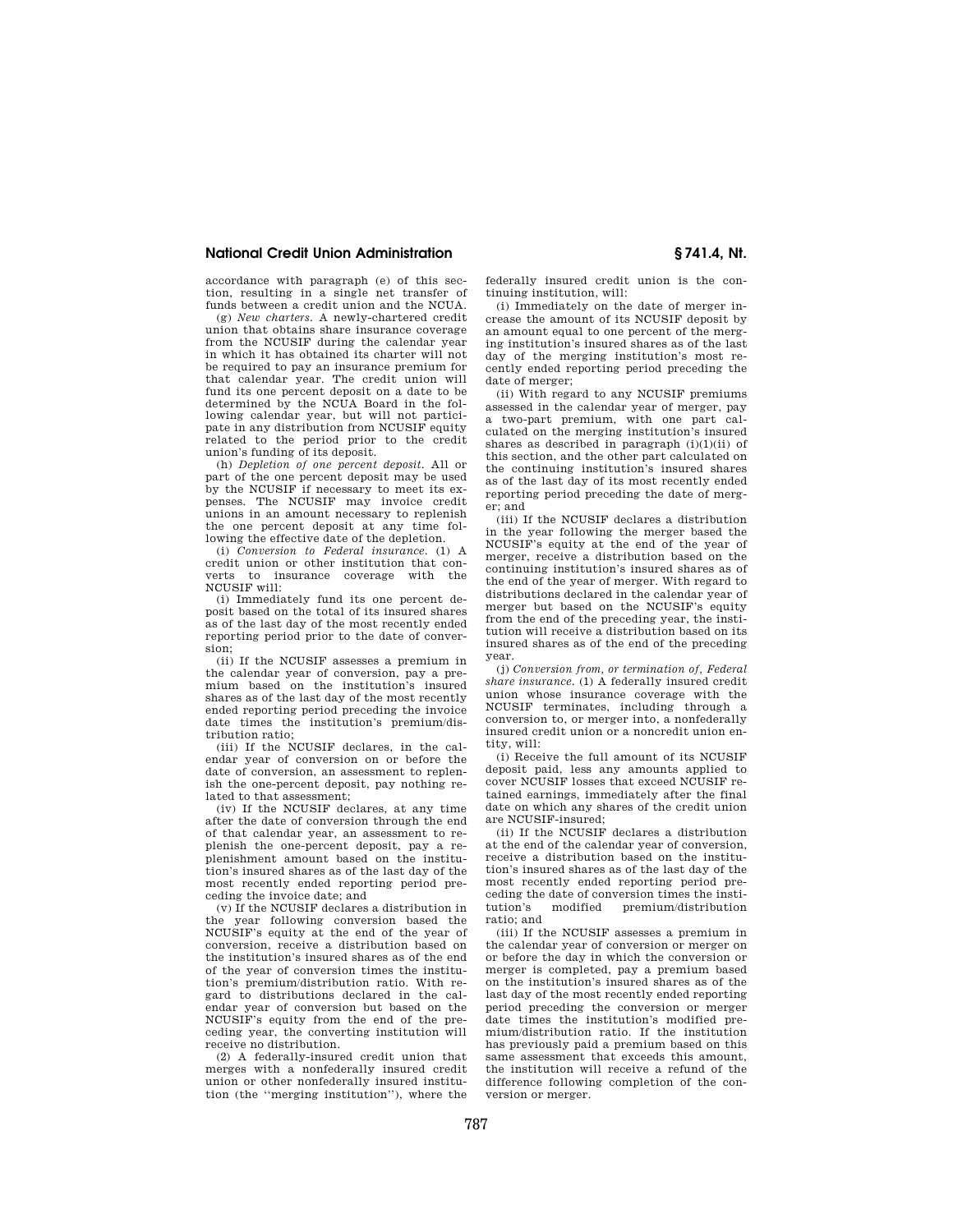accordance with paragraph (e) of this section, resulting in a single net transfer of funds between a credit union and the NCUA.

(g) *New charters.* A newly-chartered credit union that obtains share insurance coverage from the NCUSIF during the calendar year in which it has obtained its charter will not be required to pay an insurance premium for that calendar year. The credit union will fund its one percent deposit on a date to be determined by the NCUA Board in the following calendar year, but will not participate in any distribution from NCUSIF equity related to the period prior to the credit union's funding of its deposit.

(h) *Depletion of one percent deposit.* All or part of the one percent deposit may be used by the NCUSIF if necessary to meet its expenses. The NCUSIF may invoice credit unions in an amount necessary to replenish the one percent deposit at any time following the effective date of the depletion.

(i) *Conversion to Federal insurance.* (1) A credit union or other institution that converts to insurance coverage with the NCUSIF will:

(i) Immediately fund its one percent deposit based on the total of its insured shares as of the last day of the most recently ended reporting period prior to the date of conversion;

(ii) If the NCUSIF assesses a premium in the calendar year of conversion, pay a premium based on the institution's insured shares as of the last day of the most recently ended reporting period preceding the invoice date times the institution's premium/distribution ratio;

(iii) If the NCUSIF declares, in the calendar year of conversion on or before the date of conversion, an assessment to replenish the one-percent deposit, pay nothing related to that assessment;

(iv) If the NCUSIF declares, at any time after the date of conversion through the end of that calendar year, an assessment to replenish the one-percent deposit, pay a replenishment amount based on the institution's insured shares as of the last day of the most recently ended reporting period preceding the invoice date; and

(v) If the NCUSIF declares a distribution in the year following conversion based the NCUSIF's equity at the end of the year of conversion, receive a distribution based on the institution's insured shares as of the end of the year of conversion times the institution's premium/distribution ratio. With regard to distributions declared in the calendar year of conversion but based on the NCUSIF's equity from the end of the preceding year, the converting institution will receive no distribution.

(2) A federally-insured credit union that merges with a nonfederally insured credit union or other nonfederally insured institution (the "merging institution"), where the federally insured credit union is the continuing institution, will:

(i) Immediately on the date of merger increase the amount of its NCUSIF deposit by an amount equal to one percent of the merging institution's insured shares as of the last day of the merging institution's most recently ended reporting period preceding the date of merger;

(ii) With regard to any NCUSIF premiums assessed in the calendar year of merger, pay a two-part premium, with one part calculated on the merging institution's insured shares as described in paragraph (i)(1)(ii) of this section, and the other part calculated on the continuing institution's insured shares as of the last day of its most recently ended reporting period preceding the date of merger; and

(iii) If the NCUSIF declares a distribution in the year following the merger based the NCUSIF's equity at the end of the year of merger, receive a distribution based on the continuing institution's insured shares as of the end of the year of merger. With regard to distributions declared in the calendar year of merger but based on the NCUSIF's equity from the end of the preceding year, the institution will receive a distribution based on its insured shares as of the end of the preceding year.

(j) *Conversion from, or termination of, Federal share insurance.* (1) A federally insured credit union whose insurance coverage with the NCUSIF terminates, including through a conversion to, or merger into, a nonfederally insured credit union or a noncredit union entity, will:

(i) Receive the full amount of its NCUSIF deposit paid, less any amounts applied to cover NCUSIF losses that exceed NCUSIF retained earnings, immediately after the final date on which any shares of the credit union are NCUSIF-insured;

(ii) If the NCUSIF declares a distribution at the end of the calendar year of conversion, receive a distribution based on the institution's insured shares as of the last day of the most recently ended reporting period preceding the date of conversion times the institution's modified premium/distribution ratio; and

(iii) If the NCUSIF assesses a premium in the calendar year of conversion or merger on or before the day in which the conversion or merger is completed, pay a premium based on the institution's insured shares as of the last day of the most recently ended reporting period preceding the conversion or merger date times the institution's modified premium/distribution ratio. If the institution has previously paid a premium based on this same assessment that exceeds this amount, the institution will receive a refund of the difference following completion of the conversion or merger.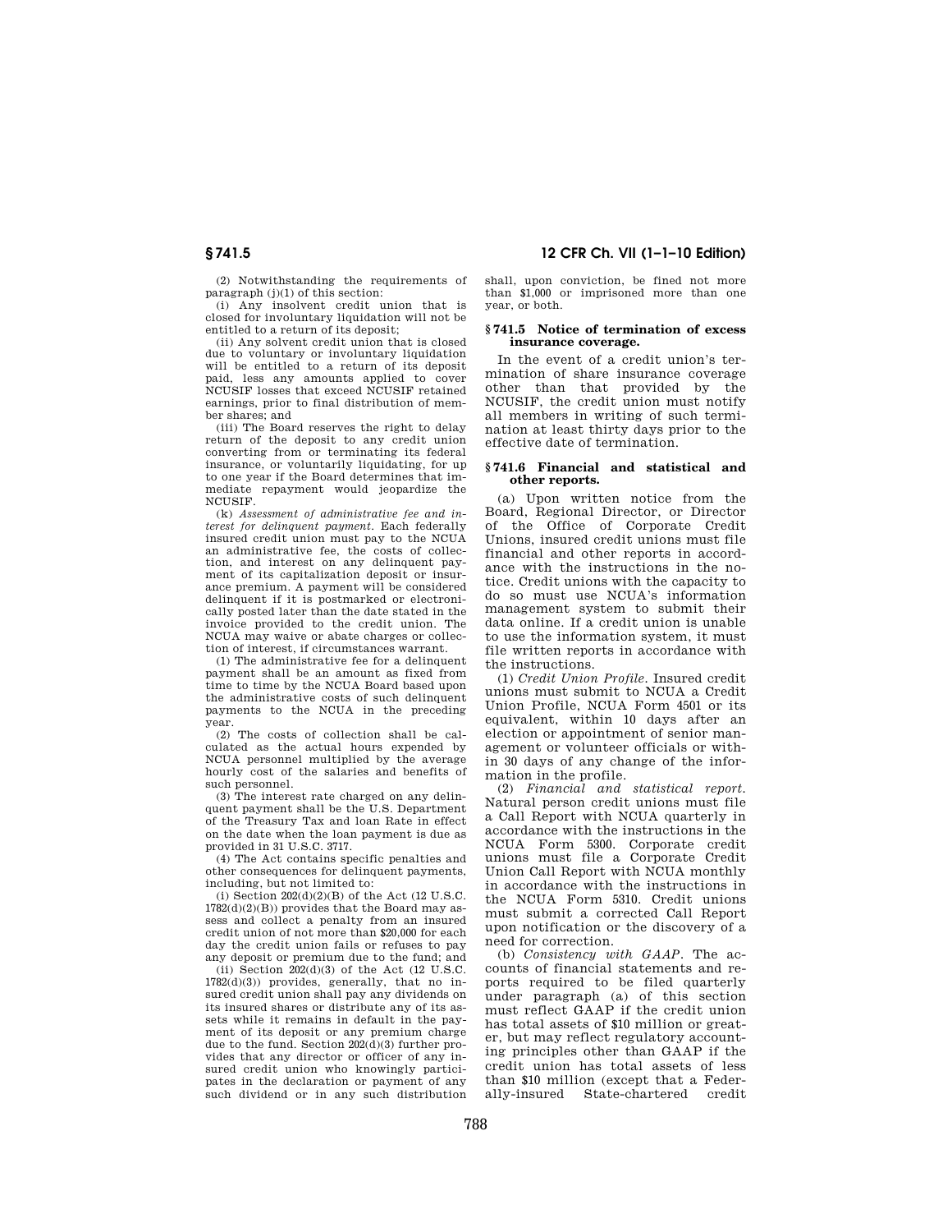(2) Notwithstanding the requirements of paragraph (j)(1) of this section:

(i) Any insolvent credit union that is closed for involuntary liquidation will not be entitled to a return of its deposit;

(ii) Any solvent credit union that is closed due to voluntary or involuntary liquidation will be entitled to a return of its deposit paid, less any amounts applied to cover NCUSIF losses that exceed NCUSIF retained earnings, prior to final distribution of member shares; and

(iii) The Board reserves the right to delay return of the deposit to any credit union converting from or terminating its federal insurance, or voluntarily liquidating, for up to one year if the Board determines that immediate repayment would jeopardize the NCUSIF.

(k) *Assessment of administrative fee and interest for delinquent payment.* Each federally insured credit union must pay to the NCUA an administrative fee, the costs of collection, and interest on any delinquent payment of its capitalization deposit or insurance premium. A payment will be considered delinquent if it is postmarked or electronically posted later than the date stated in the invoice provided to the credit union. The NCUA may waive or abate charges or collection of interest, if circumstances warrant.

(1) The administrative fee for a delinquent payment shall be an amount as fixed from time to time by the NCUA Board based upon the administrative costs of such delinquent payments to the NCUA in the preceding year.

(2) The costs of collection shall be calculated as the actual hours expended by NCUA personnel multiplied by the average hourly cost of the salaries and benefits of such personnel.

(3) The interest rate charged on any delinquent payment shall be the U.S. Department of the Treasury Tax and loan Rate in effect on the date when the loan payment is due as provided in 31 U.S.C. 3717.

(4) The Act contains specific penalties and other consequences for delinquent payments, including, but not limited to:

(i) Section 202(d)(2)(B) of the Act (12 U.S.C. 1782(d)(2)(B)) provides that the Board may assess and collect a penalty from an insured credit union of not more than $20,000 for each day the credit union fails or refuses to pay any deposit or premium due to the fund; and

(ii) Section 202(d)(3) of the Act (12 U.S.C. 1782(d)(3)) provides, generally, that no insured credit union shall pay any dividends on its insured shares or distribute any of its assets while it remains in default in the payment of its deposit or any premium charge due to the fund. Section 202(d)(3) further provides that any director or officer of any insured credit union who knowingly participates in the declaration or payment of any such dividend or in any such distribution shall, upon conviction, be fined not more than $1,000 or imprisoned more than one year, or both.

### § 741.5 Notice of termination of excess insurance coverage.

In the event of a credit union's termination of share insurance coverage other than that provided by the NCUSIF, the credit union must notify all members in writing of such termination at least thirty days prior to the effective date of termination.

### § 741.6 Financial and statistical and other reports.

(a) Upon written notice from the Board, Regional Director, or Director of the Office of Corporate Credit Unions, insured credit unions must file financial and other reports in accordance with the instructions in the notice. Credit unions with the capacity to do so must use NCUA's information management system to submit their data online. If a credit union is unable to use the information system, it must file written reports in accordance with the instructions.

(1) *Credit Union Profile.* Insured credit unions must submit to NCUA a Credit Union Profile, NCUA Form 4501 or its equivalent, within 10 days after an election or appointment of senior management or volunteer officials or within 30 days of any change of the information in the profile.

(2) *Financial and statistical report.* Natural person credit unions must file a Call Report with NCUA quarterly in accordance with the instructions in the NCUA Form 5300. Corporate credit unions must file a Corporate Credit Union Call Report with NCUA monthly in accordance with the instructions in the NCUA Form 5310. Credit unions must submit a corrected Call Report upon notification or the discovery of a need for correction.

(b) *Consistency with GAAP.* The accounts of financial statements and reports required to be filed quarterly under paragraph (a) of this section must reflect GAAP if the credit union has total assets of $10 million or greater, but may reflect regulatory accounting principles other than GAAP if the credit union has total assets of less than $10 million (except that a Federally-insured State-chartered credit